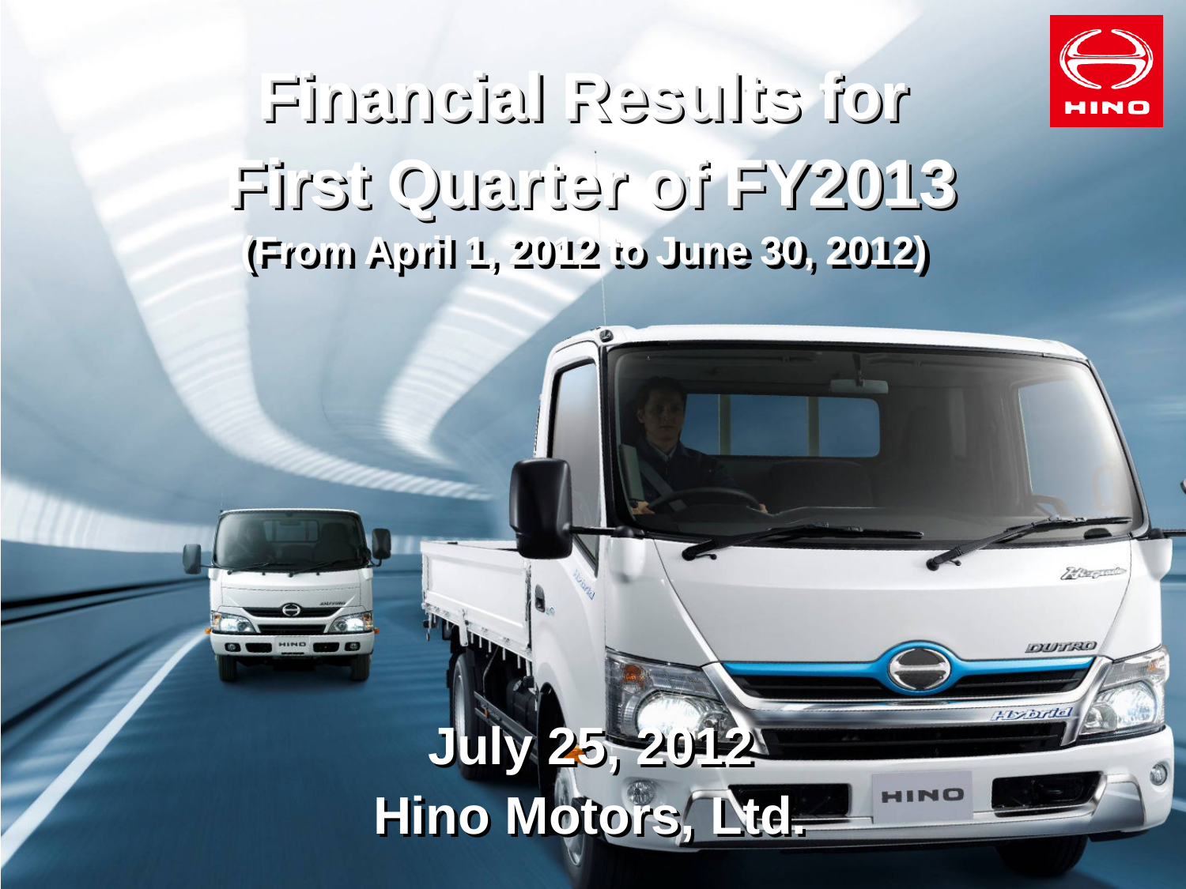# Financial Results for First Quarter of FY2013

**(From April 1, 2012 to June 30, 2012)**

**July 25, 2012**

**Hino Motors, Ltd.**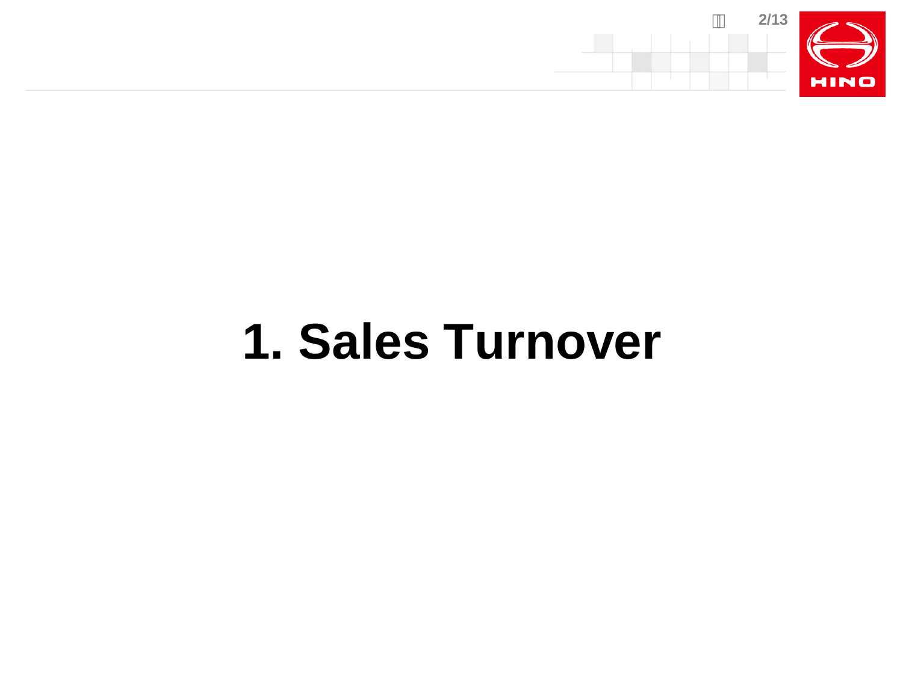# 1. Sales Turnover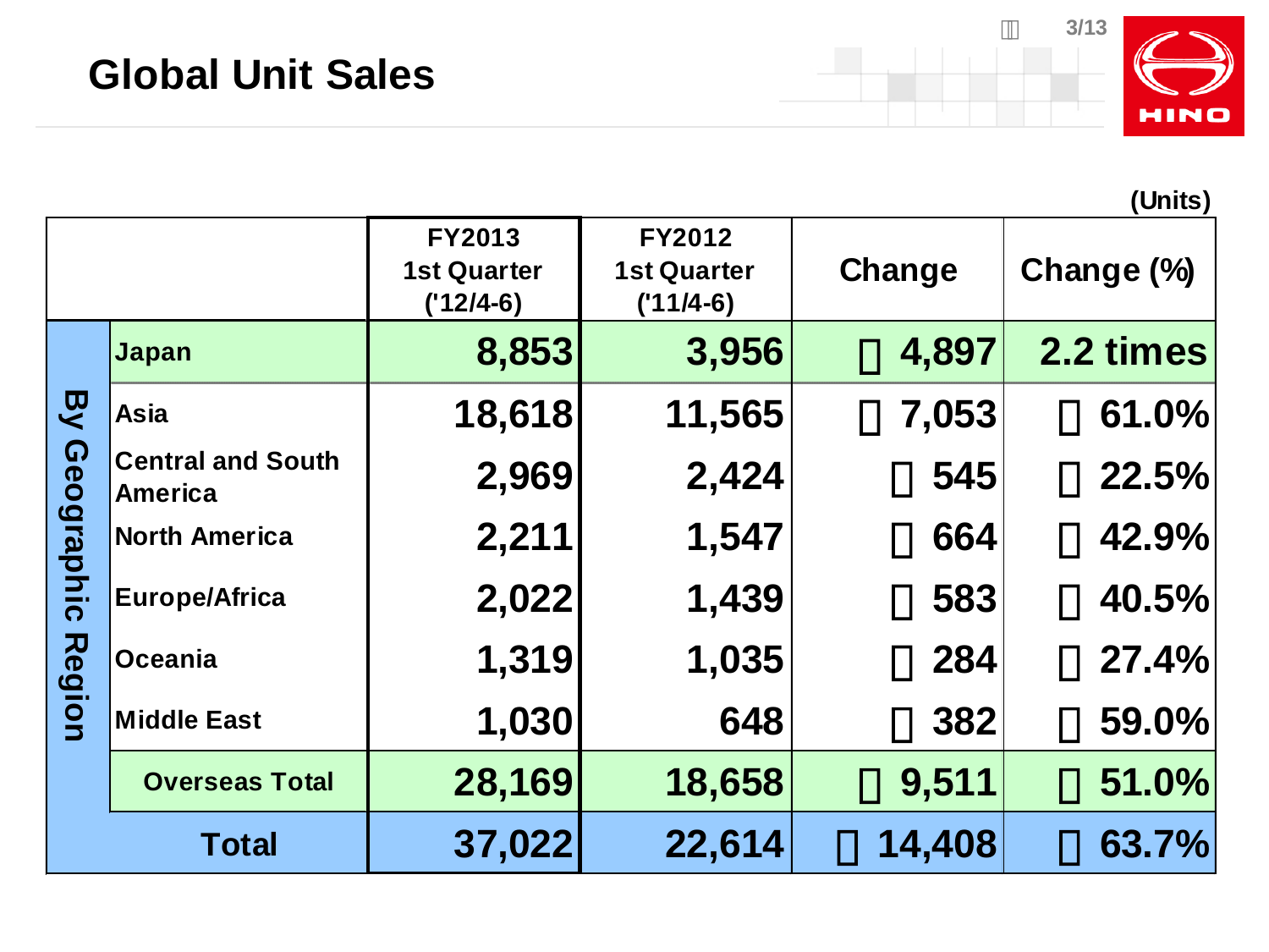# Global Unit Sales

(Units)

| | | FY2013 1st Quarter ('12/4-6) | FY2012 1st Quarter ('11/4-6) | Change | Change (%) |
|---|---|---|---|---|---|
| By Geographic Region | Japan | 8,853 | 3,956 | 4,897 | 2.2 times |
| | Asia | 18,618 | 11,565 | 7,053 | 61.0% |
| | Central and South America | 2,969 | 2,424 | 545 | 22.5% |
| | North America | 2,211 | 1,547 | 664 | 42.9% |
| | Europe/Africa | 2,022 | 1,439 | 583 | 40.5% |
| | Oceania | 1,319 | 1,035 | 284 | 27.4% |
| | Middle East | 1,030 | 648 | 382 | 59.0% |
| | Overseas Total | 28,169 | 18,658 | 9,511 | 51.0% |
| Total | | 37,022 | 22,614 | 14,408 | 63.7% |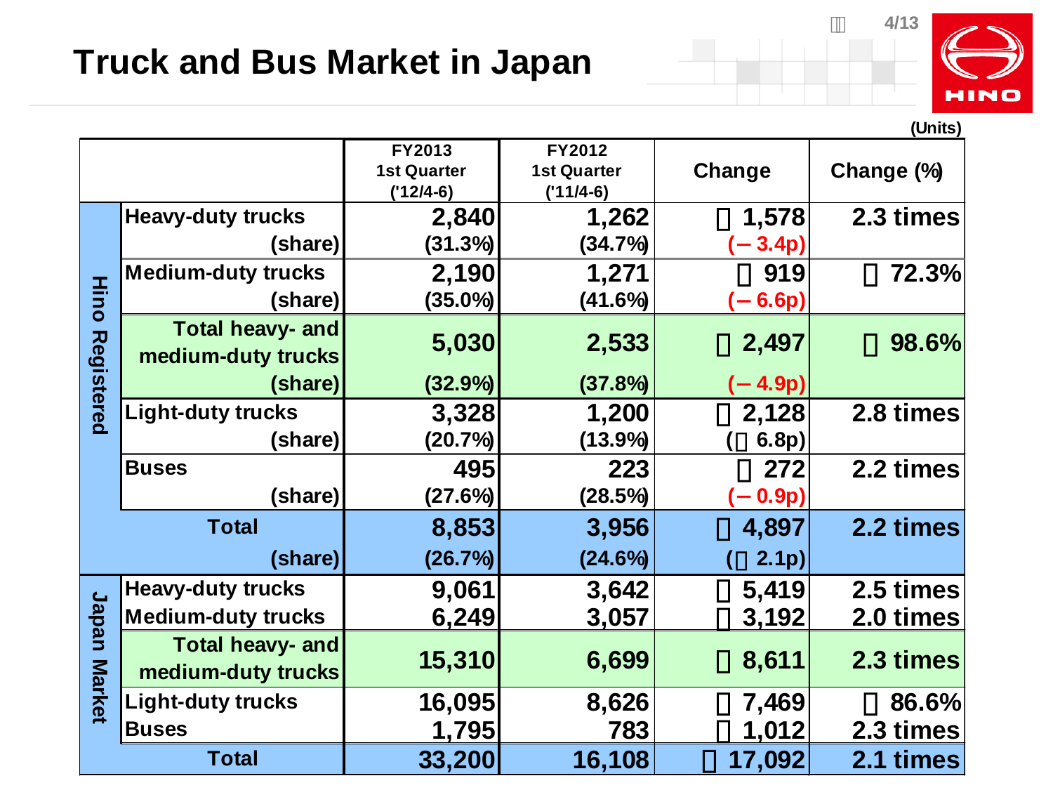# Truck and Bus Market in Japan

(Units)

| | | FY2013 1st Quarter ('12/4-6) | FY2012 1st Quarter ('11/4-6) | Change | Change (%) |
|---|---|---|---|---|---|
| Hino Registered | Heavy-duty trucks | 2,840 | 1,262 | 1,578 | 2.3 times |
| | (share) | (31.3%) | (34.7%) | (– 3.4p) | |
| | Medium-duty trucks | 2,190 | 1,271 | 919 | 72.3% |
| | (share) | (35.0%) | (41.6%) | (– 6.6p) | |
| | Total heavy- and medium-duty trucks | 5,030 | 2,533 | 2,497 | 98.6% |
| | (share) | (32.9%) | (37.8%) | (– 4.9p) | |
| | Light-duty trucks | 3,328 | 1,200 | 2,128 | 2.8 times |
| | (share) | (20.7%) | (13.9%) | ( 6.8p) | |
| | Buses | 495 | 223 | 272 | 2.2 times |
| | (share) | (27.6%) | (28.5%) | (– 0.9p) | |
| | Total | 8,853 | 3,956 | 4,897 | 2.2 times |
| | (share) | (26.7%) | (24.6%) | ( 2.1p) | |
| Japan Market | Heavy-duty trucks | 9,061 | 3,642 | 5,419 | 2.5 times |
| | Medium-duty trucks | 6,249 | 3,057 | 3,192 | 2.0 times |
| | Total heavy- and medium-duty trucks | 15,310 | 6,699 | 8,611 | 2.3 times |
| | Light-duty trucks | 16,095 | 8,626 | 7,469 | 86.6% |
| | Buses | 1,795 | 783 | 1,012 | 2.3 times |
| | Total | 33,200 | 16,108 | 17,092 | 2.1 times |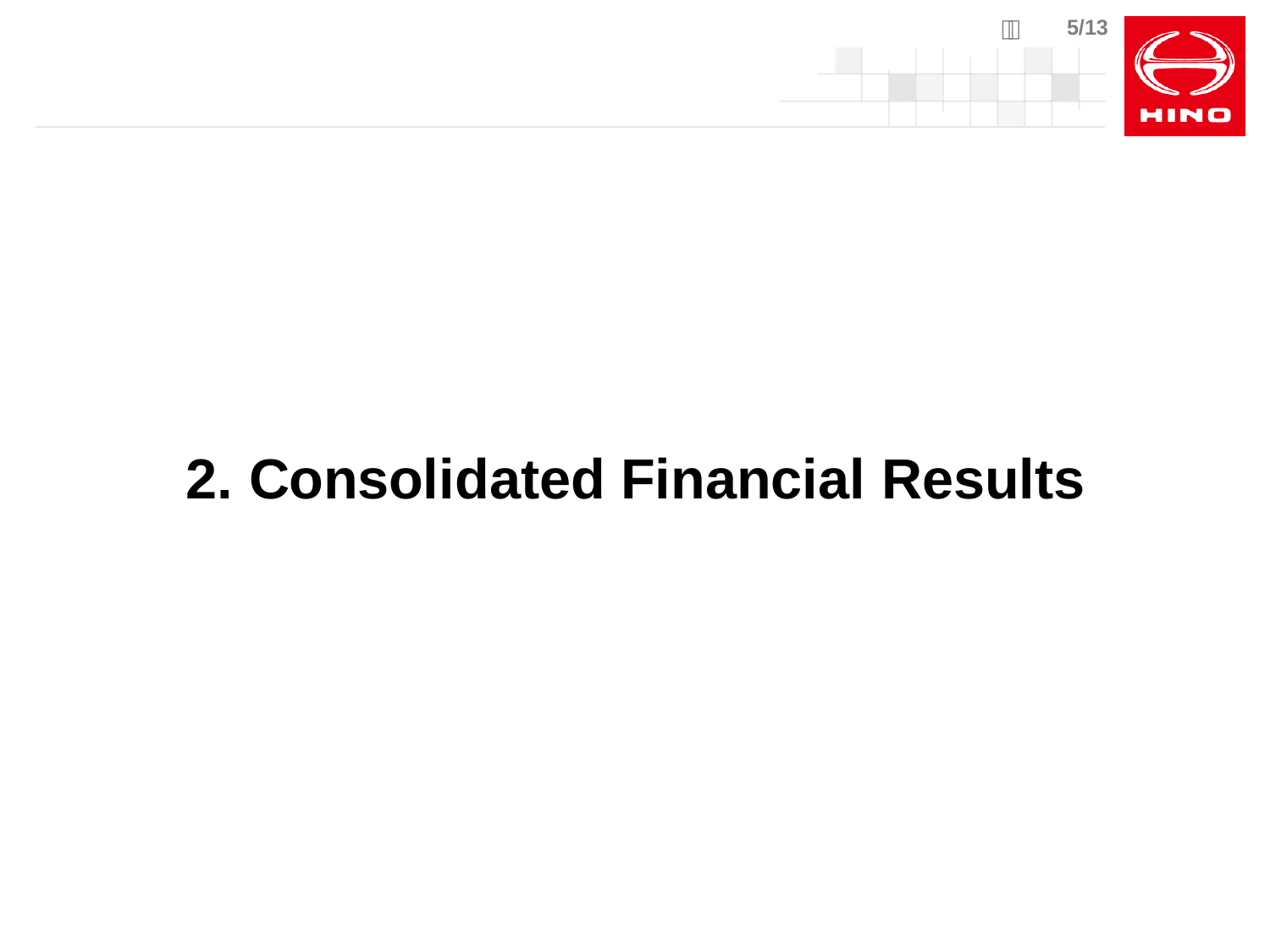# 2. Consolidated Financial Results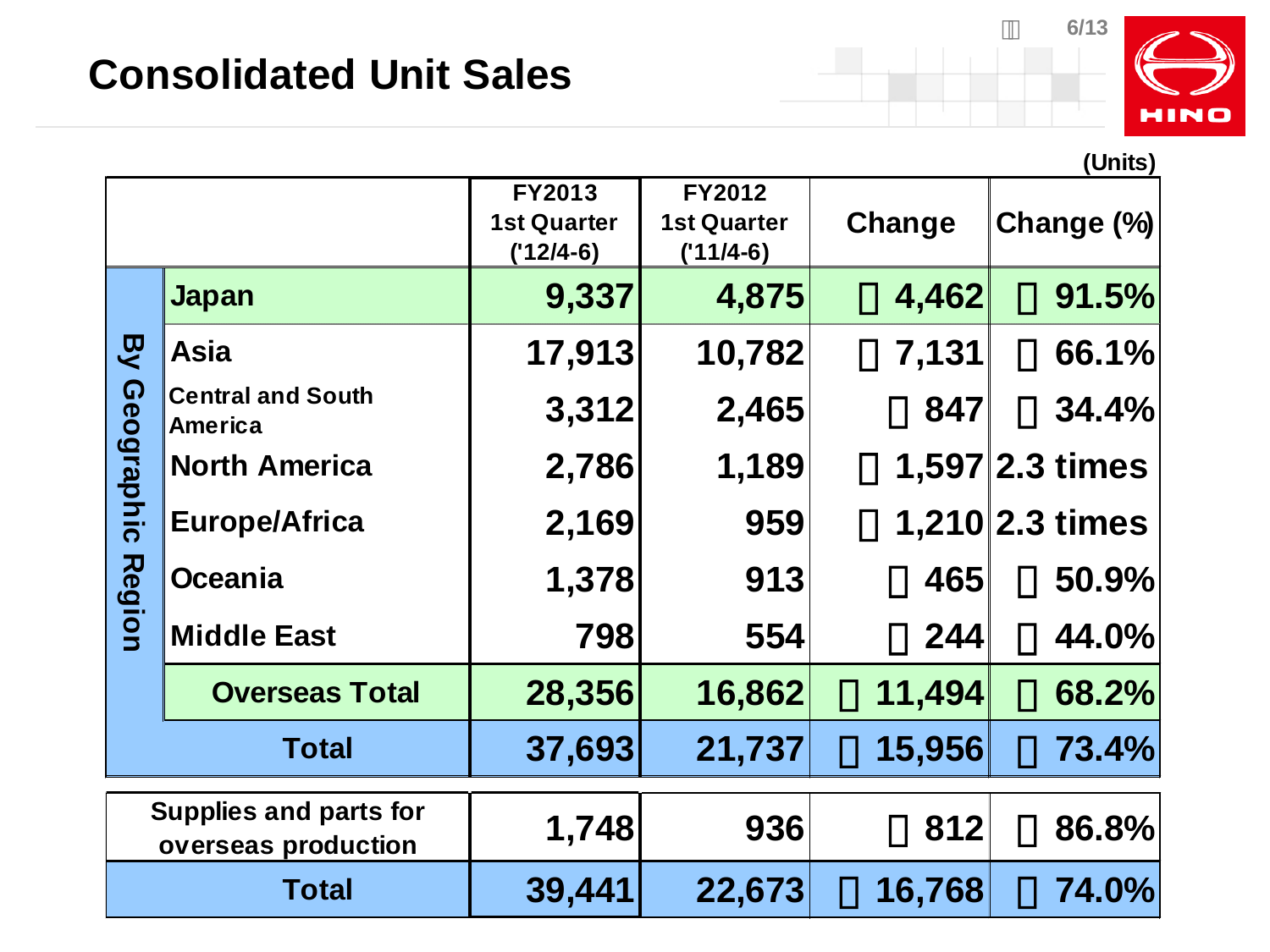# Consolidated Unit Sales

(Units)

| | | FY2013 1st Quarter ('12/4-6) | FY2012 1st Quarter ('11/4-6) | Change | Change (%) |
|---|---|---|---|---|---|
| By Geographic Region | Japan | 9,337 | 4,875 | 4,462 | 91.5% |
| | Asia | 17,913 | 10,782 | 7,131 | 66.1% |
| | Central and South America | 3,312 | 2,465 | 847 | 34.4% |
| | North America | 2,786 | 1,189 | 1,597 | 2.3 times |
| | Europe/Africa | 2,169 | 959 | 1,210 | 2.3 times |
| | Oceania | 1,378 | 913 | 465 | 50.9% |
| | Middle East | 798 | 554 | 244 | 44.0% |
| | Overseas Total | 28,356 | 16,862 | 11,494 | 68.2% |
| Total | | 37,693 | 21,737 | 15,956 | 73.4% |
| Supplies and parts for overseas production | | 1,748 | 936 | 812 | 86.8% |
| Total | | 39,441 | 22,673 | 16,768 | 74.0% |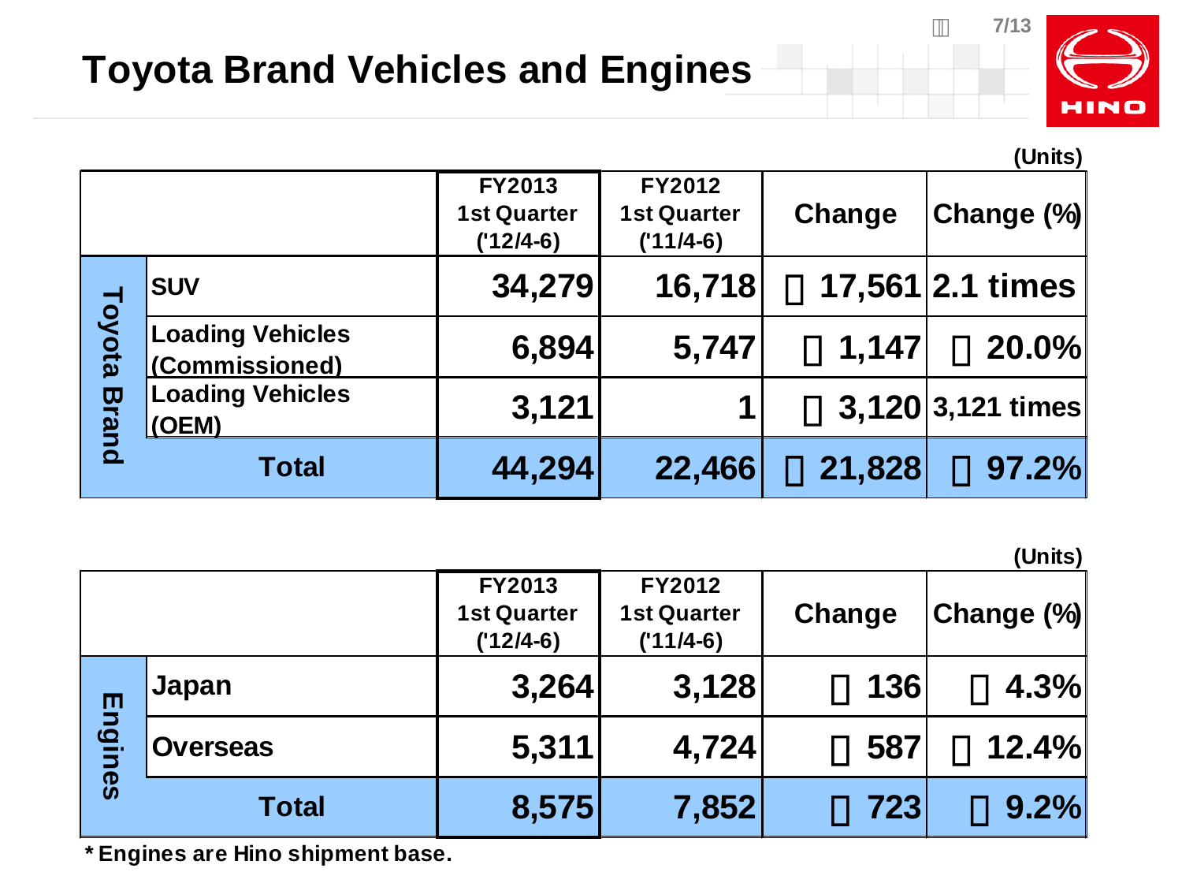# Toyota Brand Vehicles and Engines

(Units)

| | | FY2013 1st Quarter ('12/4-6) | FY2012 1st Quarter ('11/4-6) | Change | Change (%) |
|---|---|---|---|---|---|
| Toyota Brand | SUV | 34,279 | 16,718 | 17,561 | 2.1 times |
| | Loading Vehicles (Commissioned) | 6,894 | 5,747 | 1,147 | 20.0% |
| | Loading Vehicles (OEM) | 3,121 | 1 | 3,120 | 3,121 times |
| | Total | 44,294 | 22,466 | 21,828 | 97.2% |

(Units)

| | | FY2013 1st Quarter ('12/4-6) | FY2012 1st Quarter ('11/4-6) | Change | Change (%) |
|---|---|---|---|---|---|
| Engines | Japan | 3,264 | 3,128 | 136 | 4.3% |
| | Overseas | 5,311 | 4,724 | 587 | 12.4% |
| | Total | 8,575 | 7,852 | 723 | 9.2% |

* Engines are Hino shipment base.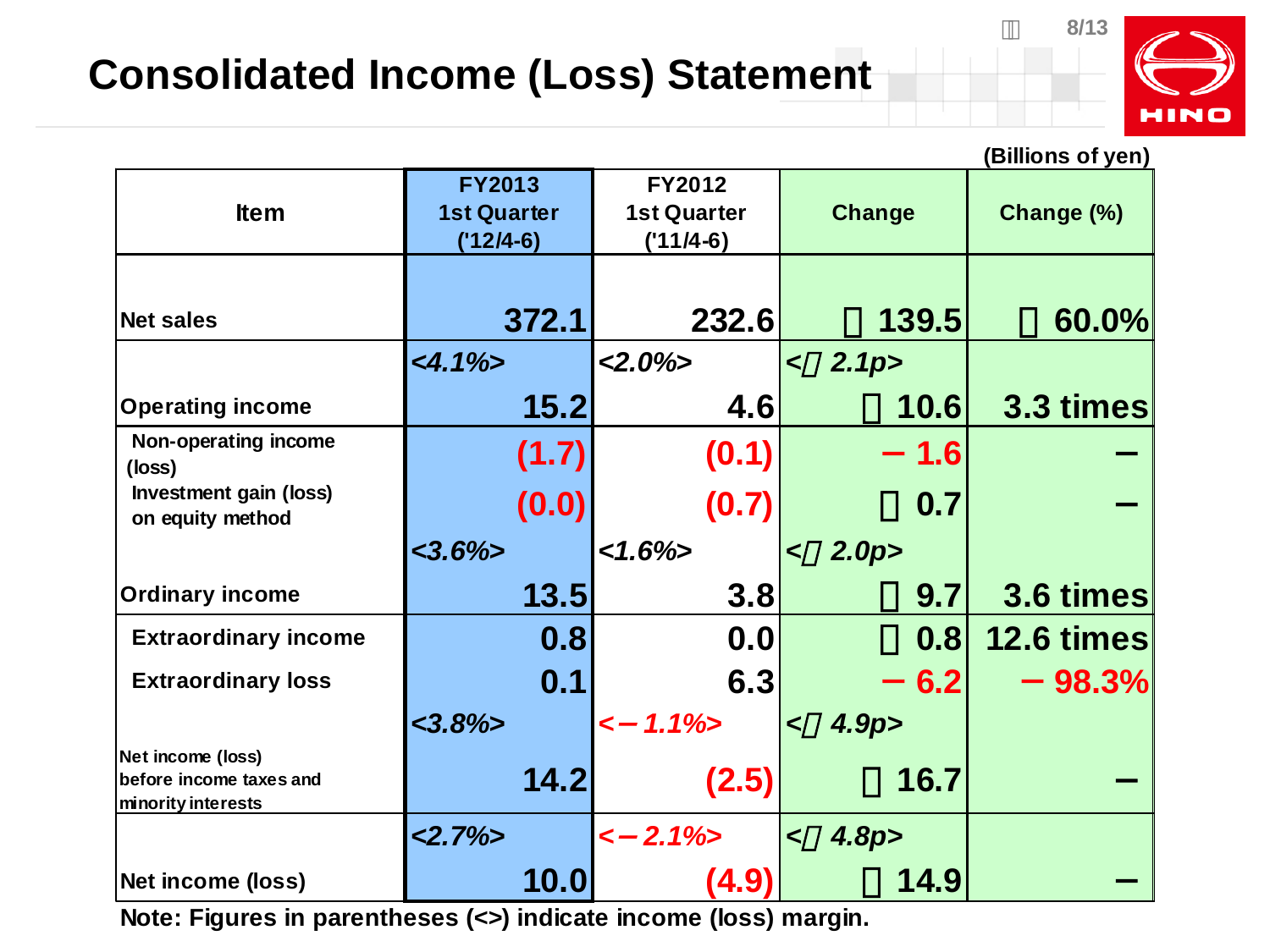# Consolidated Income (Loss) Statement

(Billions of yen)

| Item | FY2013 1st Quarter ('12/4-6) | FY2012 1st Quarter ('11/4-6) | Change | Change (%) |
|---|---|---|---|---|
| Net sales | 372.1 | 232.6 | 139.5 | 60.0% |
| | *<4.1%>* | *<2.0%>* | *< 2.1p>* | |
| Operating income | 15.2 | 4.6 | 10.6 | 3.3 times |
| Non-operating income (loss) | (1.7) | (0.1) | − 1.6 | − |
| Investment gain (loss) on equity method | (0.0) | (0.7) | 0.7 | − |
| | *<3.6%>* | *<1.6%>* | *< 2.0p>* | |
| Ordinary income | 13.5 | 3.8 | 9.7 | 3.6 times |
| Extraordinary income | 0.8 | 0.0 | 0.8 | 12.6 times |
| Extraordinary loss | 0.1 | 6.3 | − 6.2 | − 98.3% |
| | *<3.8%>* | *<− 1.1%>* | *< 4.9p>* | |
| Net income (loss) before income taxes and minority interests | 14.2 | (2.5) | 16.7 | − |
| | *<2.7%>* | *<− 2.1%>* | *< 4.8p>* | |
| Net income (loss) | 10.0 | (4.9) | 14.9 | − |

Note: Figures in parentheses (<>) indicate income (loss) margin.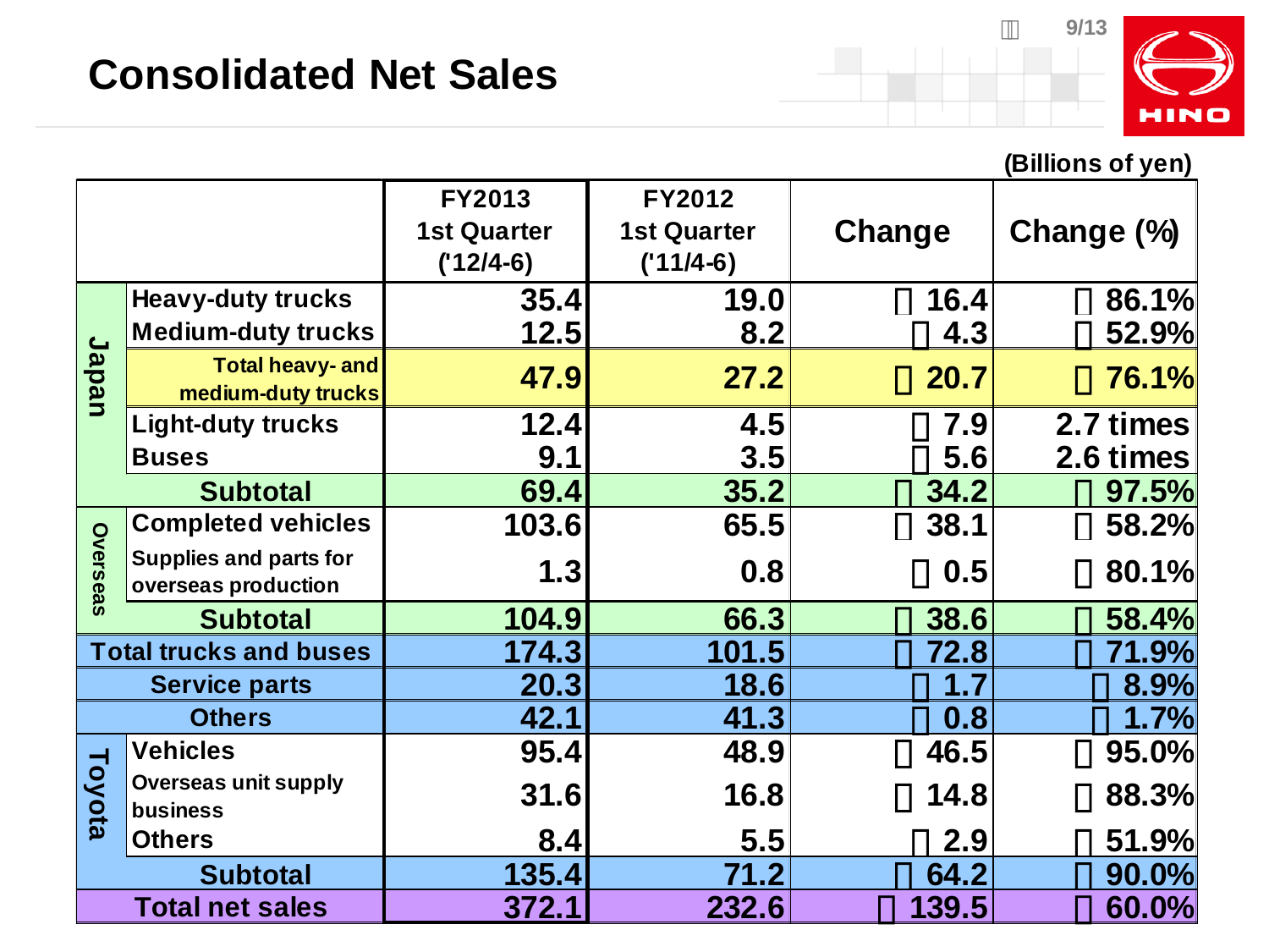# Consolidated Net Sales

(Billions of yen)

| | | FY2013 1st Quarter ('12/4-6) | FY2012 1st Quarter ('11/4-6) | Change | Change (%) |
|---|---|---|---|---|---|
| Japan | Heavy-duty trucks | 35.4 | 19.0 | +16.4 | +86.1% |
| | Medium-duty trucks | 12.5 | 8.2 | +4.3 | +52.9% |
| | **Total heavy- and medium-duty trucks** | **47.9** | **27.2** | **+20.7** | **+76.1%** |
| | Light-duty trucks | 12.4 | 4.5 | +7.9 | 2.7 times |
| | Buses | 9.1 | 3.5 | +5.6 | 2.6 times |
| | **Subtotal** | **69.4** | **35.2** | **+34.2** | **+97.5%** |
| Overseas | Completed vehicles | 103.6 | 65.5 | +38.1 | +58.2% |
| | Supplies and parts for overseas production | 1.3 | 0.8 | +0.5 | +80.1% |
| | **Subtotal** | **104.9** | **66.3** | **+38.6** | **+58.4%** |
| **Total trucks and buses** | | **174.3** | **101.5** | **+72.8** | **+71.9%** |
| **Service parts** | | **20.3** | **18.6** | **+1.7** | **+8.9%** |
| **Others** | | **42.1** | **41.3** | **+0.8** | **+1.7%** |
| Toyota | Vehicles | 95.4 | 48.9 | +46.5 | +95.0% |
| | Overseas unit supply business | 31.6 | 16.8 | +14.8 | +88.3% |
| | Others | 8.4 | 5.5 | +2.9 | +51.9% |
| | **Subtotal** | **135.4** | **71.2** | **+64.2** | **+90.0%** |
| **Total net sales** | | **372.1** | **232.6** | **+139.5** | **+60.0%** |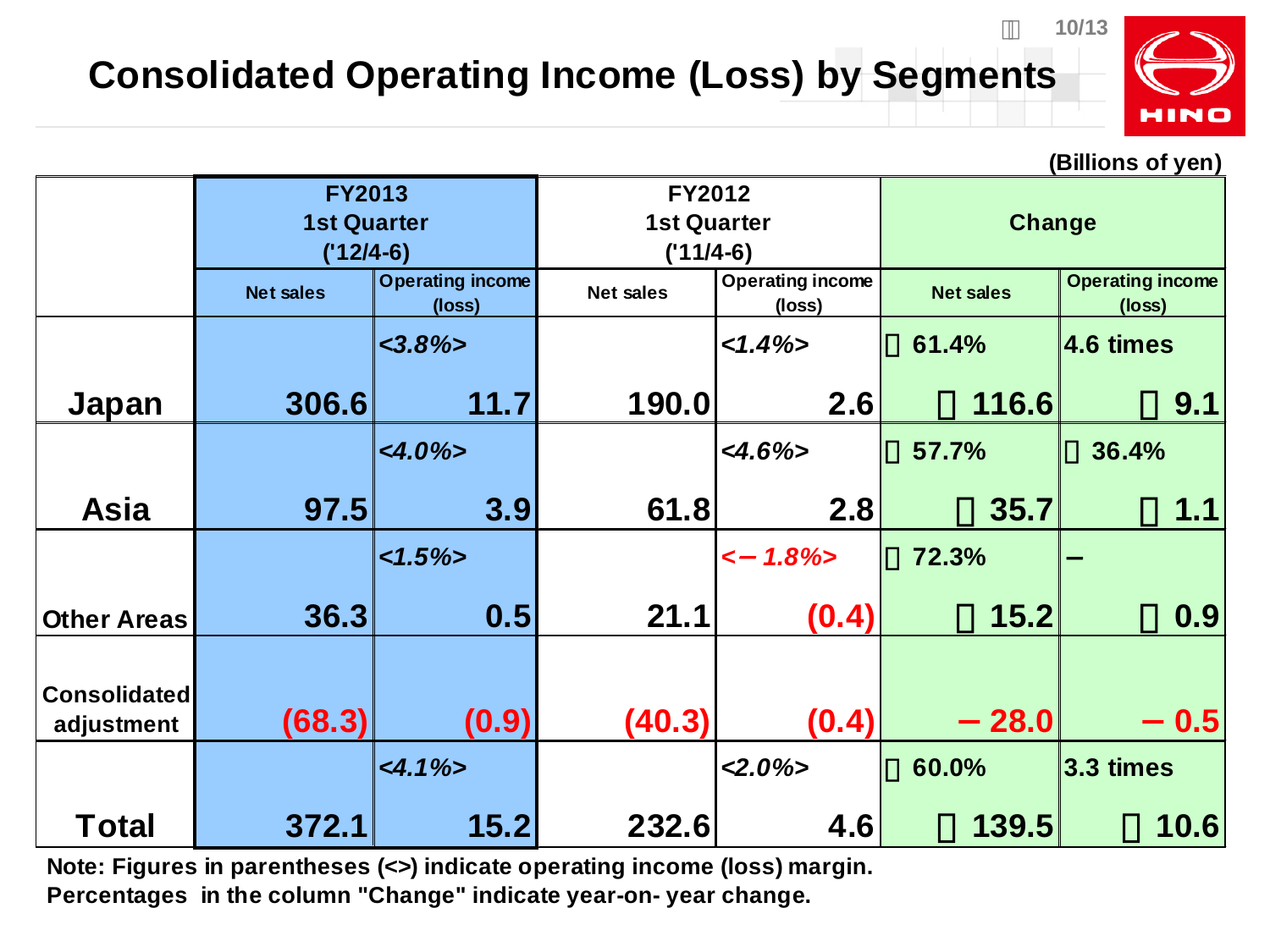# Consolidated Operating Income (Loss) by Segments

(Billions of yen)

| | FY2013 1st Quarter ('12/4-6) | | FY2012 1st Quarter ('11/4-6) | | Change | |
|---|---|---|---|---|---|---|
| | Net sales | Operating income (loss) | Net sales | Operating income (loss) | Net sales | Operating income (loss) |
| Japan | 306.6 | <3.8%> 11.7 | 190.0 | <1.4%> 2.6 | 61.4% 116.6 | 4.6 times 9.1 |
| Asia | 97.5 | <4.0%> 3.9 | 61.8 | <4.6%> 2.8 | 57.7% 35.7 | 36.4% 1.1 |
| Other Areas | 36.3 | <1.5%> 0.5 | 21.1 | <−1.8%> (0.4) | 72.3% 15.2 | − 0.9 |
| Consolidated adjustment | (68.3) | (0.9) | (40.3) | (0.4) | −28.0 | −0.5 |
| Total | 372.1 | <4.1%> 15.2 | 232.6 | <2.0%> 4.6 | 60.0% 139.5 | 3.3 times 10.6 |

Note: Figures in parentheses (<>) indicate operating income (loss) margin.
Percentages in the column "Change" indicate year-on- year change.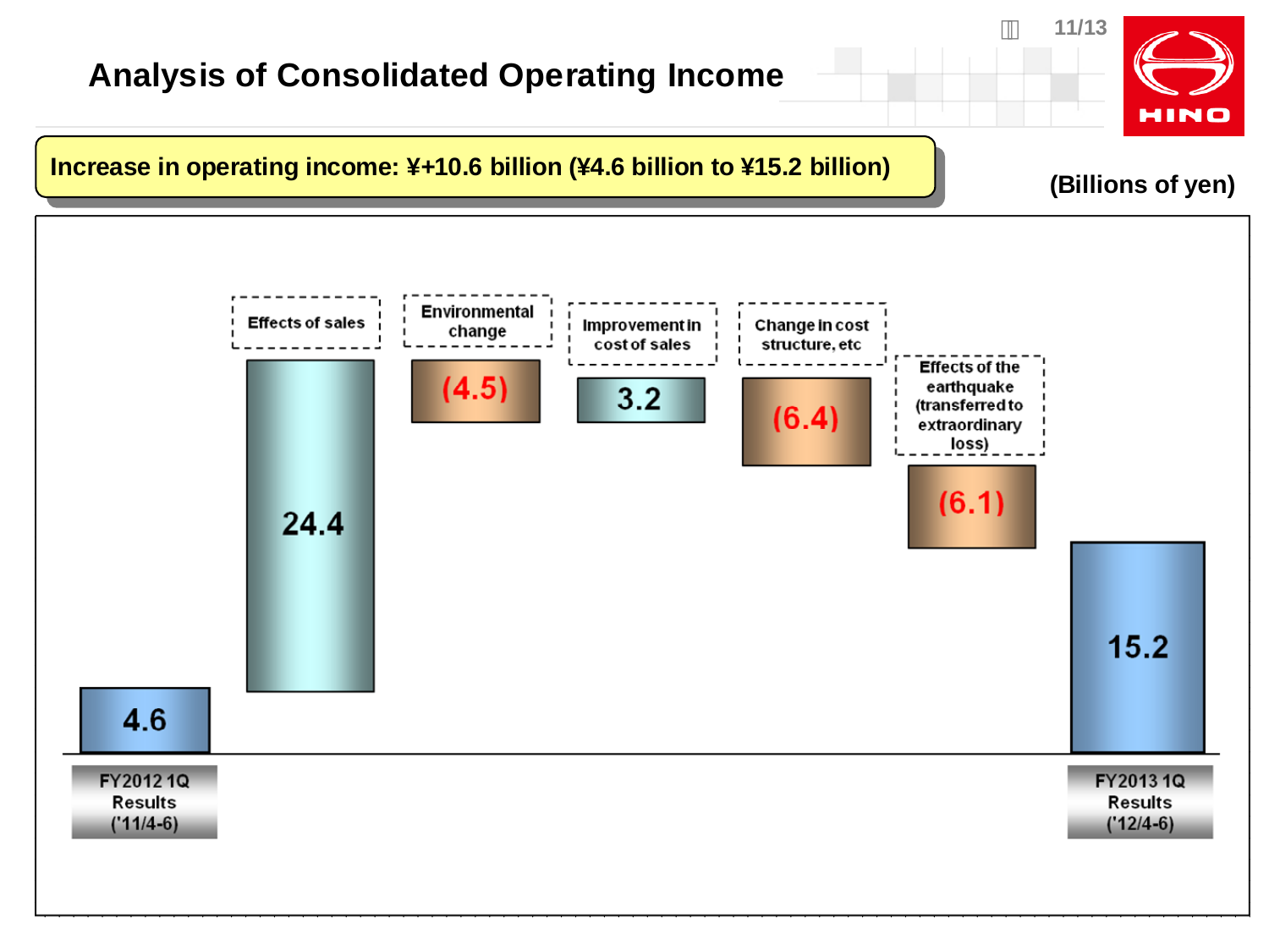# Analysis of Consolidated Operating Income

**Increase in operating income: ¥+10.6 billion (¥4.6 billion to ¥15.2 billion)**

(Billions of yen)

| Item | Amount |
|---|---|
| FY2012 1Q Results ('11/4-6) | 4.6 |
| Effects of sales | 24.4 |
| Environmental change | (4.5) |
| Improvement in cost of sales | 3.2 |
| Change in cost structure, etc | (6.4) |
| Effects of the earthquake (transferred to extraordinary loss) | (6.1) |
| FY2013 1Q Results ('12/4-6) | 15.2 |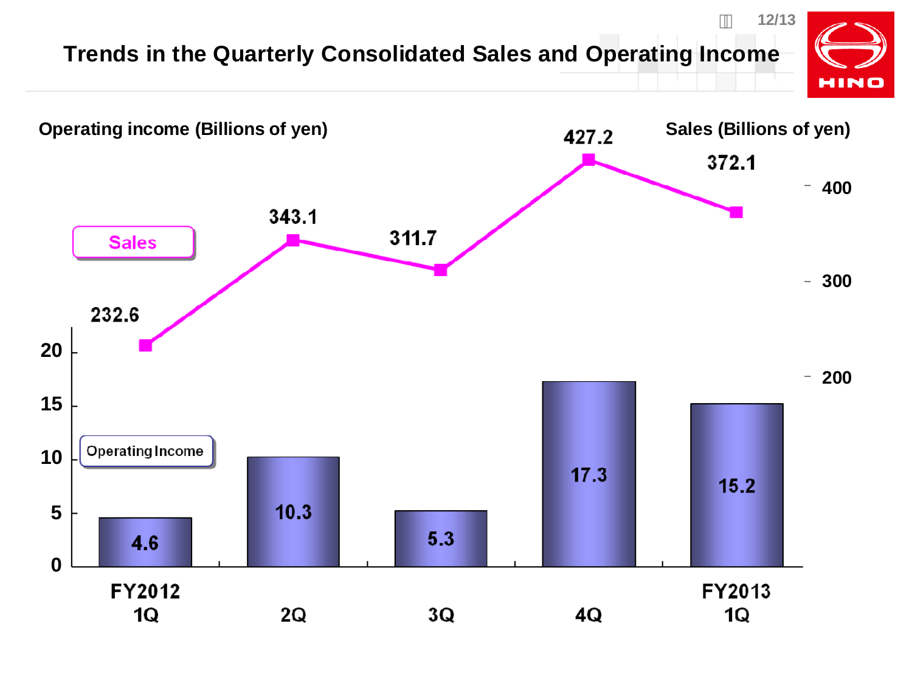# Trends in the Quarterly Consolidated Sales and Operating Income

Operating income (Billions of yen) / Sales (Billions of yen)

| | FY2012 1Q | 2Q | 3Q | 4Q | FY2013 1Q |
|---|---|---|---|---|---|
| Sales | 232.6 | 343.1 | 311.7 | 427.2 | 372.1 |
| Operating Income | 4.6 | 10.3 | 5.3 | 17.3 | 15.2 |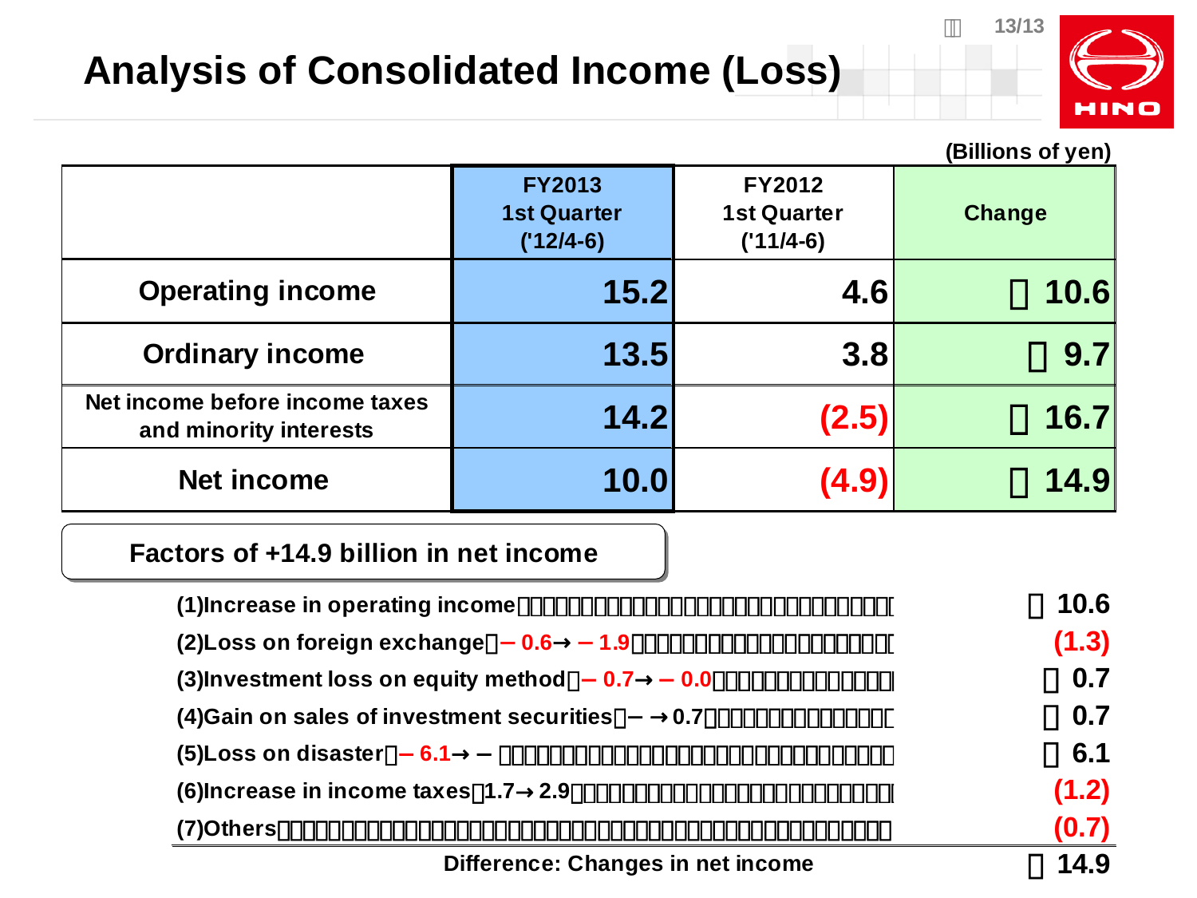# Analysis of Consolidated Income (Loss)

(Billions of yen)

| | FY2013 1st Quarter ('12/4-6) | FY2012 1st Quarter ('11/4-6) | Change |
|---|---|---|---|
| Operating income | 15.2 | 4.6 | 10.6 |
| Ordinary income | 13.5 | 3.8 | 9.7 |
| Net income before income taxes and minority interests | 14.2 | (2.5) | 16.7 |
| Net income | 10.0 | (4.9) | 14.9 |

## Factors of +14.9 billion in net income

| | |
|---|---|
| (1)Increase in operating income | 10.6 |
| (2)Loss on foreign exchange – 0.6→ – 1.9 | (1.3) |
| (3)Investment loss on equity method – 0.7→ – 0.0 | 0.7 |
| (4)Gain on sales of investment securities – →0.7 | 0.7 |
| (5)Loss on disaster – 6.1→ – | 6.1 |
| (6)Increase in income taxes 1.7→2.9 | (1.2) |
| (7)Others | (0.7) |
| Difference: Changes in net income | 14.9 |